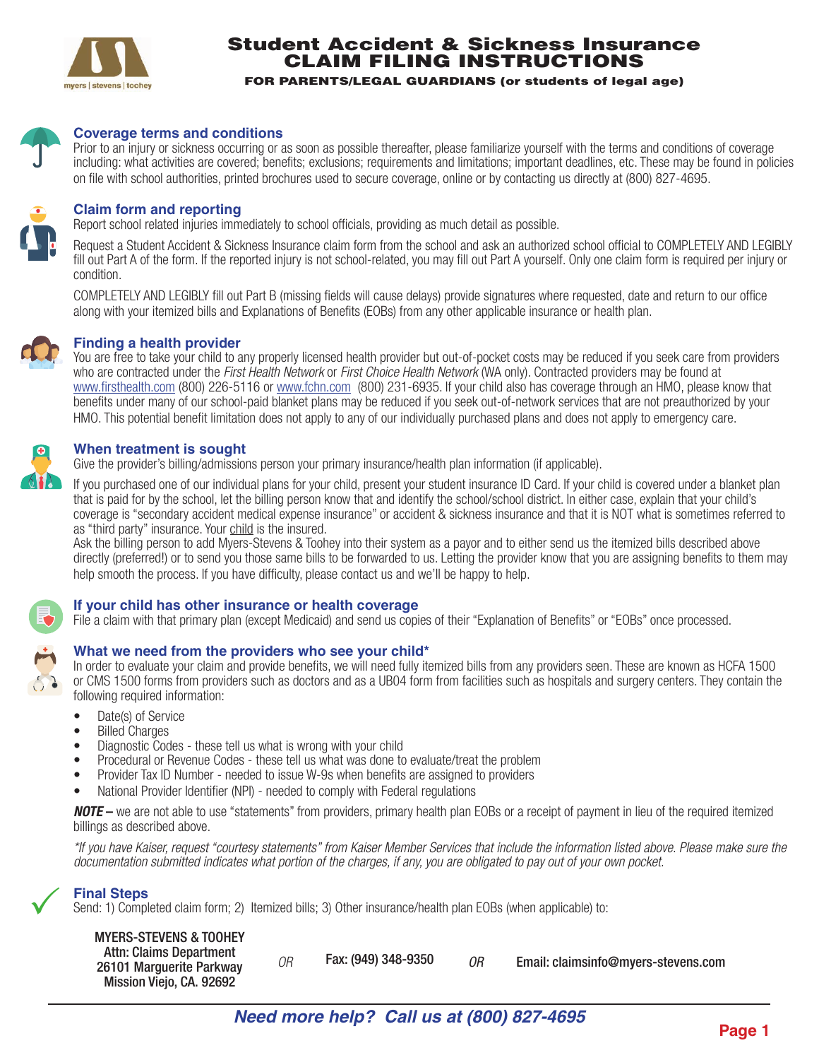# Student Accident & Sickness Insurance CLAIM FILING INSTRUCTIONS

**FOR PARENTS/LEGAL GUARDIANS (or students of legal age)**

## Coverage terms and conditions

Prior to an injury or sickness occurring or as soon as possible thereafter, please familiarize yourself with the terms and conditions of coverage including: what activities are covered; benefits; exclusions; requirements and limitations; important deadlines, etc. These may be found in policies on file with school authorities, printed brochures used to secure coverage, online or by contacting us directly at (800) 827-4695.

## Claim form and reporting

Report school related injuries immediately to school officials, providing as much detail as possible.

Request a Student Accident & Sickness Insurance claim form from the school and ask an authorized school official to COMPLETELY AND LEGIBLY fill out Part A of the form. If the reported injury is not school-related, you may fill out Part A yourself. Only one claim form is required per injury or condition.

COMPLETELY AND LEGIBLY fill out Part B (missing fields will cause delays) provide signatures where requested, date and return to our office along with your itemized bills and Explanations of Benefits (EOBs) from any other applicable insurance or health plan.

## Finding a health provider

You are free to take your child to any properly licensed health provider but out-of-pocket costs may be reduced if you seek care from providers who are contracted under the *First Health Network* or *First Choice Health Network* (WA only). Contracted providers may be found at www.firsthealth.com (800) 226-5116 or www.fchn.com (800) 231-6935. If your child also has coverage through an HMO, please know that benefits under many of our school-paid blanket plans may be reduced if you seek out-of-network services that are not preauthorized by your HMO. This potential benefit limitation does not apply to any of our individually purchased plans and does not apply to emergency care.

## When treatment is sought

Give the provider's billing/admissions person your primary insurance/health plan information (if applicable).

If you purchased one of our individual plans for your child, present your student insurance ID Card. If your child is covered under a blanket plan that is paid for by the school, let the billing person know that and identify the school/school district. In either case, explain that your child's coverage is "secondary accident medical expense insurance" or accident & sickness insurance and that it is NOT what is sometimes referred to as "third party" insurance. Your child is the insured.

Ask the billing person to add Myers-Stevens & Toohey into their system as a payor and to either send us the itemized bills described above directly (preferred!) or to send you those same bills to be forwarded to us. Letting the provider know that you are assigning benefits to them may help smooth the process. If you have difficulty, please contact us and we'll be happy to help.

## If your child has other insurance or health coverage

File a claim with that primary plan (except Medicaid) and send us copies of their "Explanation of Benefits" or "EOBs" once processed.

## What we need from the providers who see your child*

In order to evaluate your claim and provide benefits, we will need fully itemized bills from any providers seen. These are known as HCFA 1500 or CMS 1500 forms from providers such as doctors and as a UB04 form from facilities such as hospitals and surgery centers. They contain the following required information:

- Date(s) of Service
- Billed Charges
- Diagnostic Codes - these tell us what is wrong with your child
- Procedural or Revenue Codes - these tell us what was done to evaluate/treat the problem
- Provider Tax ID Number - needed to issue W-9s when benefits are assigned to providers
- National Provider Identifier (NPI) - needed to comply with Federal regulations

***NOTE –*** we are not able to use "statements" from providers, primary health plan EOBs or a receipt of payment in lieu of the required itemized billings as described above.

*\*If you have Kaiser, request "courtesy statements" from Kaiser Member Services that include the information listed above. Please make sure the documentation submitted indicates what portion of the charges, if any, you are obligated to pay out of your own pocket.*

## Final Steps

Send: 1) Completed claim form; 2) Itemized bills; 3) Other insurance/health plan EOBs (when applicable) to:

**MYERS-STEVENS & TOOHEY**
**Attn: Claims Department**
**26101 Marguerite Parkway**
**Mission Viejo, CA. 92692**

*OR*

**Fax: (949) 348-9350**

*OR*

**Email: claimsinfo@myers-stevens.com**

***Need more help? Call us at (800) 827-4695***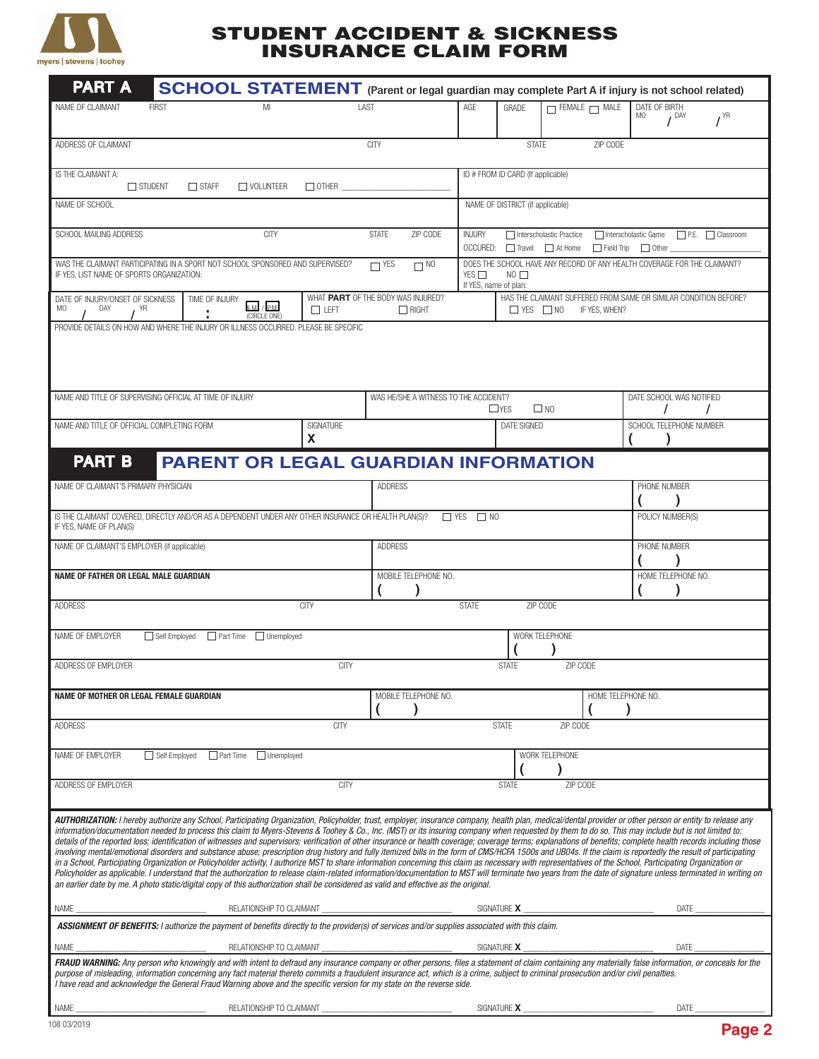# STUDENT ACCIDENT & SICKNESS INSURANCE CLAIM FORM

myers | stevens | toohey

## PART A SCHOOL STATEMENT (Parent or legal guardian may complete Part A if injury is not school related)

NAME OF CLAIMANT FIRST MI LAST | AGE | GRADE | ☐ FEMALE ☐ MALE | DATE OF BIRTH MO / DAY / YR

ADDRESS OF CLAIMANT | CITY | STATE | ZIP CODE

IS THE CLAIMANT A: ☐ STUDENT ☐ STAFF ☐ VOLUNTEER ☐ OTHER ________ | ID # FROM ID CARD (If applicable)

NAME OF SCHOOL | NAME OF DISTRICT (if applicable)

SCHOOL MAILING ADDRESS | CITY | STATE | ZIP CODE | INJURY OCCURED: ☐ Interscholastic Practice ☐ Interscholastic Game ☐ P.E. ☐ Classroom ☐ Travel ☐ At Home ☐ Field Trip ☐ Other ________

WAS THE CLAIMANT PARTICIPATING IN A SPORT NOT SCHOOL SPONSORED AND SUPERVISED? ☐ YES ☐ NO
IF YES, LIST NAME OF SPORTS ORGANIZATION:

DOES THE SCHOOL HAVE ANY RECORD OF ANY HEALTH COVERAGE FOR THE CLAIMANT? YES ☐ NO ☐
If YES, name of plan:

DATE OF INJURY/ONSET OF SICKNESS MO / DAY / YR | TIME OF INJURY : A.M. / P.M. (CIRCLE ONE) | WHAT **PART** OF THE BODY WAS INJURED? ☐ LEFT ☐ RIGHT | HAS THE CLAIMANT SUFFERED FROM SAME OR SIMILAR CONDITION BEFORE? ☐ YES ☐ NO IF YES, WHEN?

PROVIDE DETAILS ON HOW AND WHERE THE INJURY OR ILLNESS OCCURRED. PLEASE BE SPECIFIC

NAME AND TITLE OF SUPERVISING OFFICIAL AT TIME OF INJURY | WAS HE/SHE A WITNESS TO THE ACCIDENT? ☐ YES ☐ NO | DATE SCHOOL WAS NOTIFIED / /

NAME AND TITLE OF OFFICIAL COMPLETING FORM | SIGNATURE X | DATE SIGNED | SCHOOL TELEPHONE NUMBER ( )

## PART B PARENT OR LEGAL GUARDIAN INFORMATION

NAME OF CLAIMANT'S PRIMARY PHYSICIAN | ADDRESS | PHONE NUMBER ( )

IS THE CLAIMANT COVERED, DIRECTLY AND/OR AS A DEPENDENT UNDER ANY OTHER INSURANCE OR HEALTH PLAN(S)? ☐ YES ☐ NO
IF YES, NAME OF PLAN(S) | POLICY NUMBER(S)

NAME OF CLAIMANT'S EMPLOYER (if applicable) | ADDRESS | PHONE NUMBER ( )

**NAME OF FATHER OR LEGAL MALE GUARDIAN** | MOBILE TELEPHONE NO. ( ) | HOME TELEPHONE NO. ( )

ADDRESS | CITY | STATE | ZIP CODE

NAME OF EMPLOYER ☐ Self Employed ☐ Part Time ☐ Unemployed | WORK TELEPHONE ( )

ADDRESS OF EMPLOYER | CITY | STATE | ZIP CODE

**NAME OF MOTHER OR LEGAL FEMALE GUARDIAN** | MOBILE TELEPHONE NO. ( ) | HOME TELEPHONE NO. ( )

ADDRESS | CITY | STATE | ZIP CODE

NAME OF EMPLOYER ☐ Self Employed ☐ Part Time ☐ Unemployed | WORK TELEPHONE ( )

ADDRESS OF EMPLOYER | CITY | STATE | ZIP CODE

***AUTHORIZATION:*** *I hereby authorize any School, Participating Organization, Policyholder, trust, employer, insurance company, health plan, medical/dental provider or other person or entity to release any information/documentation needed to process this claim to Myers-Stevens & Toohey & Co., Inc. (MST) or its insuring company when requested by them to do so. This may include but is not limited to: details of the reported loss; identification of witnesses and supervisors; verification of other insurance or health coverage; coverage terms; explanations of benefits; complete health records including those involving mental/emotional disorders and substance abuse; prescription drug history and fully itemized bills in the form of CMS/HCFA 1500s and UB04s. If the claim is reportedly the result of participating in a School, Participating Organization or Policyholder activity, I authorize MST to share information concerning this claim as necessary with representatives of the School, Participating Organization or Policyholder as applicable. I understand that the authorization to release claim-related information/documentation to MST will terminate two years from the date of signature unless terminated in writing on an earlier date by me. A photo static/digital copy of this authorization shall be considered as valid and effective as the original.*

NAME ________ RELATIONSHIP TO CLAIMANT ________ SIGNATURE X ________ DATE ________

***ASSIGNMENT OF BENEFITS:*** *I authorize the payment of benefits directly to the provider(s) of services and/or supplies associated with this claim.*

NAME ________ RELATIONSHIP TO CLAIMANT ________ SIGNATURE X ________ DATE ________

***FRAUD WARNING:*** *Any person who knowingly and with intent to defraud any insurance company or other persons, files a statement of claim containing any materially false information, or conceals for the purpose of misleading, information concerning any fact material thereto commits a fraudulent insurance act, which is a crime, subject to criminal prosecution and/or civil penalties.*
*I have read and acknowledge the General Fraud Warning above and the specific version for my state on the reverse side.*

NAME ________ RELATIONSHIP TO CLAIMANT ________ SIGNATURE X ________ DATE ________

108 03/2019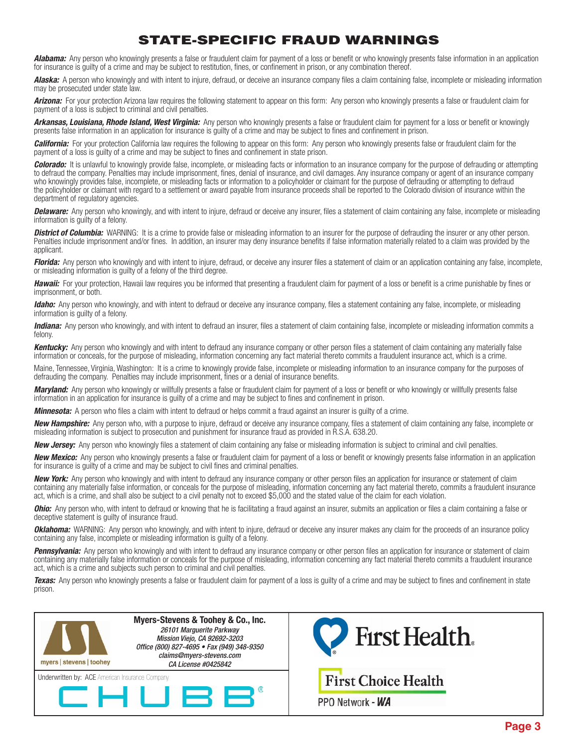# STATE-SPECIFIC FRAUD WARNINGS

***Alabama:*** Any person who knowingly presents a false or fraudulent claim for payment of a loss or benefit or who knowingly presents false information in an application for insurance is guilty of a crime and may be subject to restitution, fines, or confinement in prison, or any combination thereof.

***Alaska:*** A person who knowingly and with intent to injure, defraud, or deceive an insurance company files a claim containing false, incomplete or misleading information may be prosecuted under state law.

***Arizona:*** For your protection Arizona law requires the following statement to appear on this form: Any person who knowingly presents a false or fraudulent claim for payment of a loss is subject to criminal and civil penalties.

***Arkansas, Louisiana, Rhode Island, West Virginia:*** Any person who knowingly presents a false or fraudulent claim for payment for a loss or benefit or knowingly presents false information in an application for insurance is guilty of a crime and may be subject to fines and confinement in prison.

***California:*** For your protection California law requires the following to appear on this form: Any person who knowingly presents false or fraudulent claim for the payment of a loss is guilty of a crime and may be subject to fines and confinement in state prison.

***Colorado:*** It is unlawful to knowingly provide false, incomplete, or misleading facts or information to an insurance company for the purpose of defrauding or attempting to defraud the company. Penalties may include imprisonment, fines, denial of insurance, and civil damages. Any insurance company or agent of an insurance company who knowingly provides false, incomplete, or misleading facts or information to a policyholder or claimant for the purpose of defrauding or attempting to defraud the policyholder or claimant with regard to a settlement or award payable from insurance proceeds shall be reported to the Colorado division of insurance within the department of regulatory agencies.

***Delaware:*** Any person who knowingly, and with intent to injure, defraud or deceive any insurer, files a statement of claim containing any false, incomplete or misleading information is guilty of a felony.

***District of Columbia:*** WARNING: It is a crime to provide false or misleading information to an insurer for the purpose of defrauding the insurer or any other person. Penalties include imprisonment and/or fines. In addition, an insurer may deny insurance benefits if false information materially related to a claim was provided by the applicant.

***Florida:*** Any person who knowingly and with intent to injure, defraud, or deceive any insurer files a statement of claim or an application containing any false, incomplete, or misleading information is guilty of a felony of the third degree.

***Hawaii:*** For your protection, Hawaii law requires you be informed that presenting a fraudulent claim for payment of a loss or benefit is a crime punishable by fines or imprisonment, or both.

***Idaho:*** Any person who knowingly, and with intent to defraud or deceive any insurance company, files a statement containing any false, incomplete, or misleading information is guilty of a felony.

***Indiana:*** Any person who knowingly, and with intent to defraud an insurer, files a statement of claim containing false, incomplete or misleading information commits a felony.

***Kentucky:*** Any person who knowingly and with intent to defraud any insurance company or other person files a statement of claim containing any materially false information or conceals, for the purpose of misleading, information concerning any fact material thereto commits a fraudulent insurance act, which is a crime.

Maine, Tennessee, Virginia, Washington: It is a crime to knowingly provide false, incomplete or misleading information to an insurance company for the purposes of defrauding the company. Penalties may include imprisonment, fines or a denial of insurance benefits.

***Maryland:*** Any person who knowingly or willfully presents a false or fraudulent claim for payment of a loss or benefit or who knowingly or willfully presents false information in an application for insurance is guilty of a crime and may be subject to fines and confinement in prison.

***Minnesota:*** A person who files a claim with intent to defraud or helps commit a fraud against an insurer is guilty of a crime.

***New Hampshire:*** Any person who, with a purpose to injure, defraud or deceive any insurance company, files a statement of claim containing any false, incomplete or misleading information is subject to prosecution and punishment for insurance fraud as provided in R.S.A. 638.20.

***New Jersey:*** Any person who knowingly files a statement of claim containing any false or misleading information is subject to criminal and civil penalties.

***New Mexico:*** Any person who knowingly presents a false or fraudulent claim for payment of a loss or benefit or knowingly presents false information in an application for insurance is guilty of a crime and may be subject to civil fines and criminal penalties.

***New York:*** Any person who knowingly and with intent to defraud any insurance company or other person files an application for insurance or statement of claim containing any materially false information, or conceals for the purpose of misleading, information concerning any fact material thereto, commits a fraudulent insurance act, which is a crime, and shall also be subject to a civil penalty not to exceed $5,000 and the stated value of the claim for each violation.

***Ohio:*** Any person who, with intent to defraud or knowing that he is facilitating a fraud against an insurer, submits an application or files a claim containing a false or deceptive statement is guilty of insurance fraud.

***Oklahoma:*** WARNING: Any person who knowingly, and with intent to injure, defraud or deceive any insurer makes any claim for the proceeds of an insurance policy containing any false, incomplete or misleading information is guilty of a felony.

***Pennsylvania:*** Any person who knowingly and with intent to defraud any insurance company or other person files an application for insurance or statement of claim containing any materially false information or conceals for the purpose of misleading, information concerning any fact material thereto commits a fraudulent insurance act, which is a crime and subjects such person to criminal and civil penalties.

***Texas:*** Any person who knowingly presents a false or fraudulent claim for payment of a loss is guilty of a crime and may be subject to fines and confinement in state prison.

myers | stevens | toohey

**Myers-Stevens & Toohey & Co., Inc.**
*26101 Marguerite Parkway*
*Mission Viejo, CA 92692-3203*
*Office (800) 827-4695 • Fax (949) 348-9350*
*claims@myers-stevens.com*
*CA License #0425842*

Underwritten by: ACE American Insurance Company

CHUBB®

First Health®

First Choice Health
PPO Network - *WA*